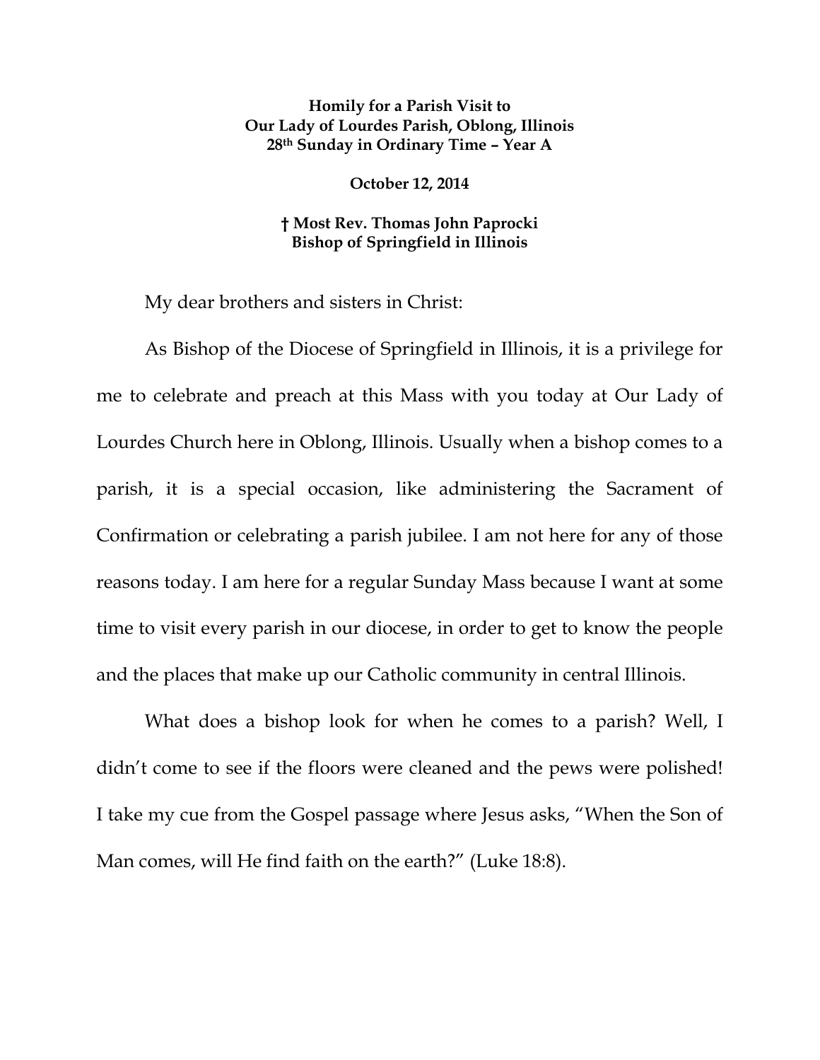**Homily for a Parish Visit to**
**Our Lady of Lourdes Parish, Oblong, Illinois**
**28th Sunday in Ordinary Time – Year A**

**October 12, 2014**

**† Most Rev. Thomas John Paprocki**
**Bishop of Springfield in Illinois**

My dear brothers and sisters in Christ:

As Bishop of the Diocese of Springfield in Illinois, it is a privilege for me to celebrate and preach at this Mass with you today at Our Lady of Lourdes Church here in Oblong, Illinois. Usually when a bishop comes to a parish, it is a special occasion, like administering the Sacrament of Confirmation or celebrating a parish jubilee. I am not here for any of those reasons today. I am here for a regular Sunday Mass because I want at some time to visit every parish in our diocese, in order to get to know the people and the places that make up our Catholic community in central Illinois.

What does a bishop look for when he comes to a parish? Well, I didn't come to see if the floors were cleaned and the pews were polished! I take my cue from the Gospel passage where Jesus asks, "When the Son of Man comes, will He find faith on the earth?" (Luke 18:8).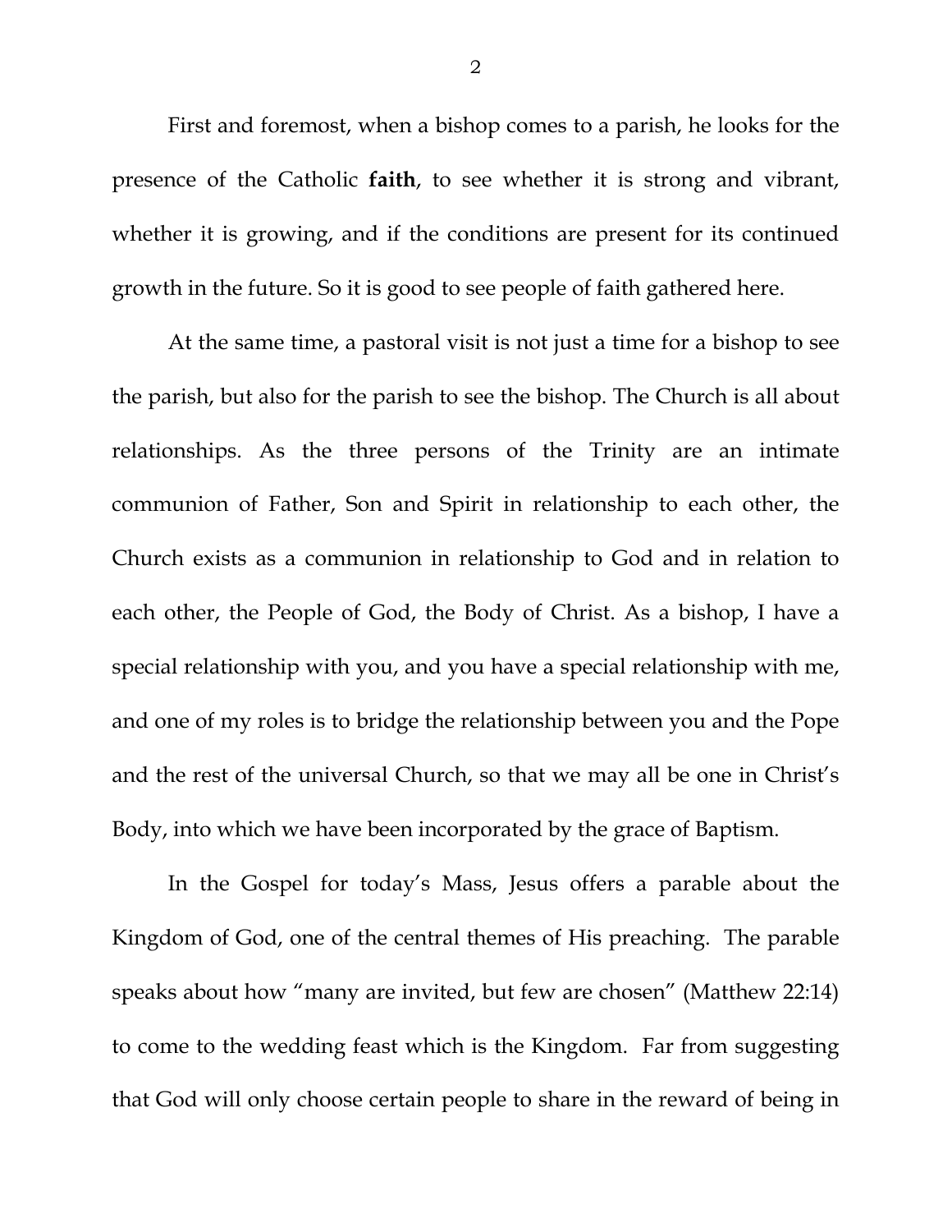First and foremost, when a bishop comes to a parish, he looks for the presence of the Catholic **faith**, to see whether it is strong and vibrant, whether it is growing, and if the conditions are present for its continued growth in the future. So it is good to see people of faith gathered here.

At the same time, a pastoral visit is not just a time for a bishop to see the parish, but also for the parish to see the bishop. The Church is all about relationships. As the three persons of the Trinity are an intimate communion of Father, Son and Spirit in relationship to each other, the Church exists as a communion in relationship to God and in relation to each other, the People of God, the Body of Christ. As a bishop, I have a special relationship with you, and you have a special relationship with me, and one of my roles is to bridge the relationship between you and the Pope and the rest of the universal Church, so that we may all be one in Christ's Body, into which we have been incorporated by the grace of Baptism.

In the Gospel for today's Mass, Jesus offers a parable about the Kingdom of God, one of the central themes of His preaching. The parable speaks about how "many are invited, but few are chosen" (Matthew 22:14) to come to the wedding feast which is the Kingdom. Far from suggesting that God will only choose certain people to share in the reward of being in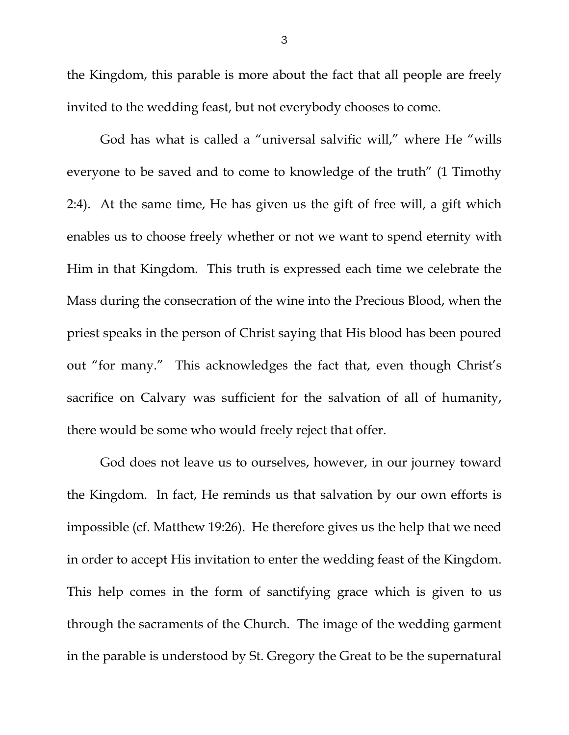the Kingdom, this parable is more about the fact that all people are freely invited to the wedding feast, but not everybody chooses to come.

God has what is called a "universal salvific will," where He "wills everyone to be saved and to come to knowledge of the truth" (1 Timothy 2:4). At the same time, He has given us the gift of free will, a gift which enables us to choose freely whether or not we want to spend eternity with Him in that Kingdom. This truth is expressed each time we celebrate the Mass during the consecration of the wine into the Precious Blood, when the priest speaks in the person of Christ saying that His blood has been poured out "for many." This acknowledges the fact that, even though Christ's sacrifice on Calvary was sufficient for the salvation of all of humanity, there would be some who would freely reject that offer.

God does not leave us to ourselves, however, in our journey toward the Kingdom. In fact, He reminds us that salvation by our own efforts is impossible (cf. Matthew 19:26). He therefore gives us the help that we need in order to accept His invitation to enter the wedding feast of the Kingdom. This help comes in the form of sanctifying grace which is given to us through the sacraments of the Church. The image of the wedding garment in the parable is understood by St. Gregory the Great to be the supernatural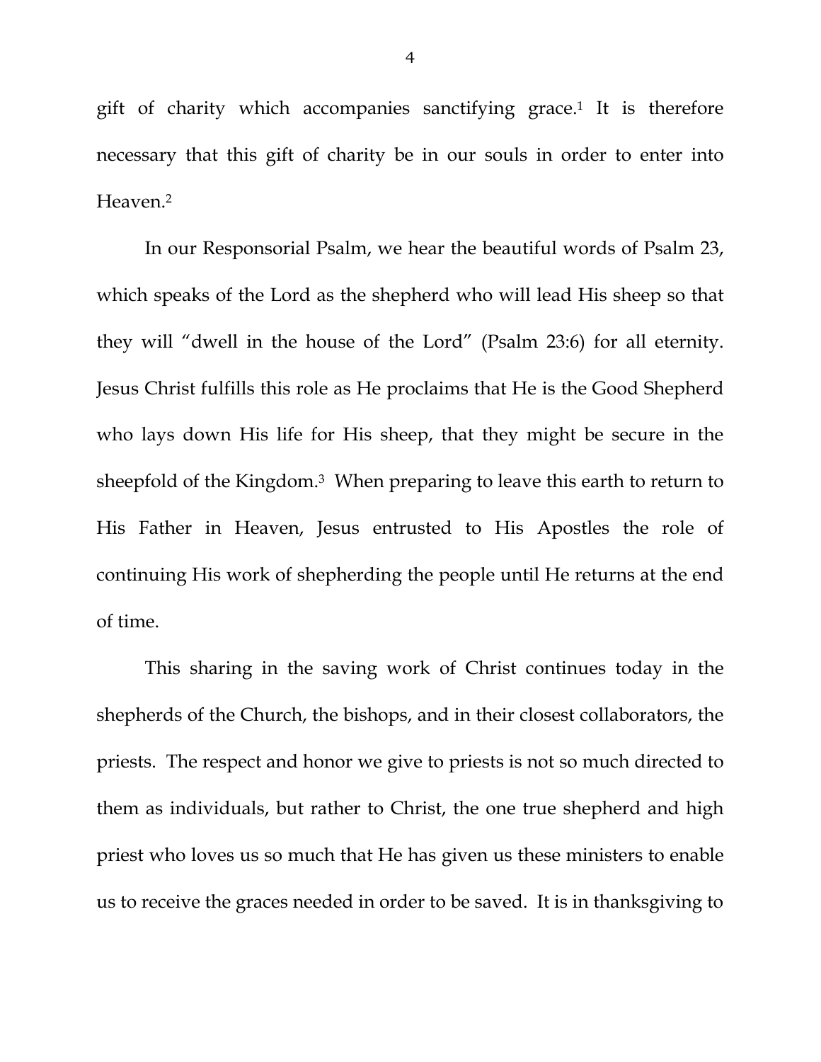gift of charity which accompanies sanctifying grace.[1] It is therefore necessary that this gift of charity be in our souls in order to enter into Heaven.[2]

In our Responsorial Psalm, we hear the beautiful words of Psalm 23, which speaks of the Lord as the shepherd who will lead His sheep so that they will "dwell in the house of the Lord" (Psalm 23:6) for all eternity. Jesus Christ fulfills this role as He proclaims that He is the Good Shepherd who lays down His life for His sheep, that they might be secure in the sheepfold of the Kingdom.[3] When preparing to leave this earth to return to His Father in Heaven, Jesus entrusted to His Apostles the role of continuing His work of shepherding the people until He returns at the end of time.

This sharing in the saving work of Christ continues today in the shepherds of the Church, the bishops, and in their closest collaborators, the priests. The respect and honor we give to priests is not so much directed to them as individuals, but rather to Christ, the one true shepherd and high priest who loves us so much that He has given us these ministers to enable us to receive the graces needed in order to be saved. It is in thanksgiving to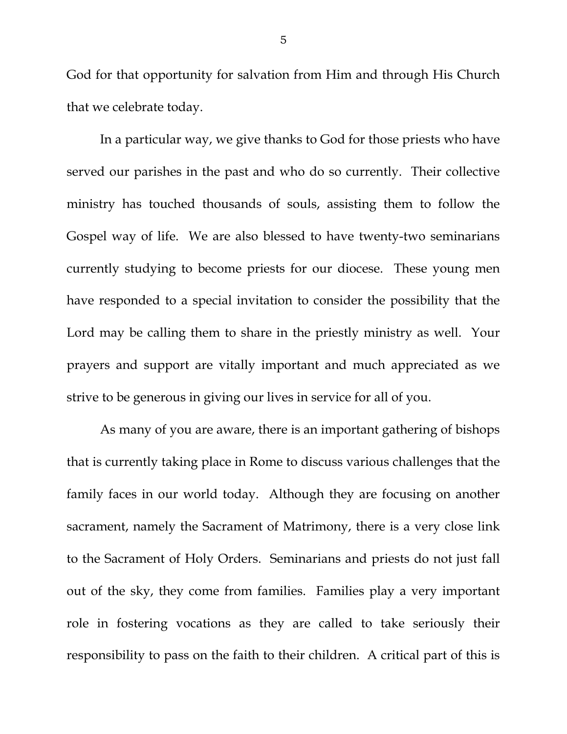God for that opportunity for salvation from Him and through His Church that we celebrate today.

In a particular way, we give thanks to God for those priests who have served our parishes in the past and who do so currently. Their collective ministry has touched thousands of souls, assisting them to follow the Gospel way of life. We are also blessed to have twenty-two seminarians currently studying to become priests for our diocese. These young men have responded to a special invitation to consider the possibility that the Lord may be calling them to share in the priestly ministry as well. Your prayers and support are vitally important and much appreciated as we strive to be generous in giving our lives in service for all of you.

As many of you are aware, there is an important gathering of bishops that is currently taking place in Rome to discuss various challenges that the family faces in our world today. Although they are focusing on another sacrament, namely the Sacrament of Matrimony, there is a very close link to the Sacrament of Holy Orders. Seminarians and priests do not just fall out of the sky, they come from families. Families play a very important role in fostering vocations as they are called to take seriously their responsibility to pass on the faith to their children. A critical part of this is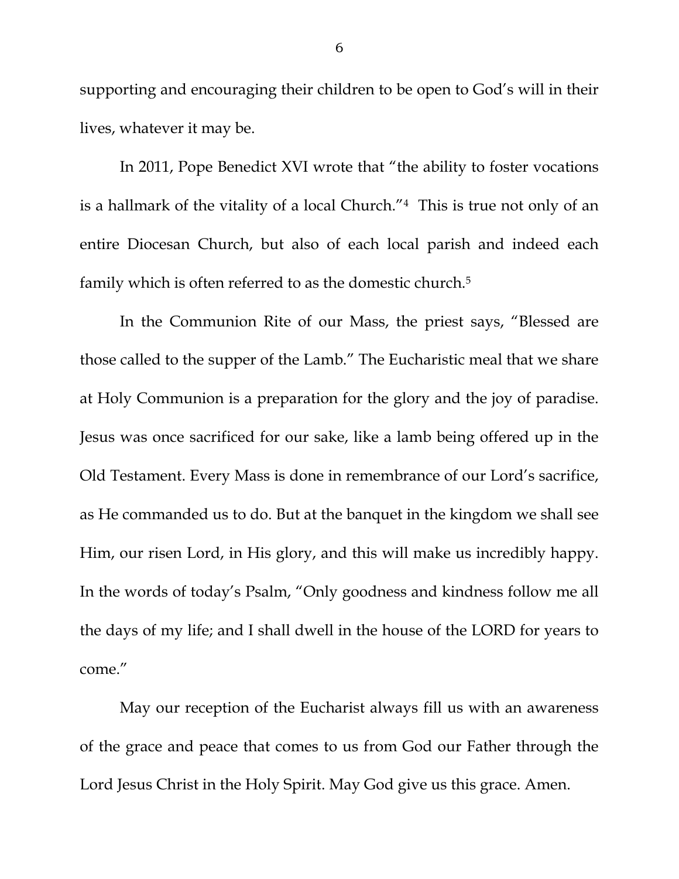supporting and encouraging their children to be open to God's will in their lives, whatever it may be.

In 2011, Pope Benedict XVI wrote that "the ability to foster vocations is a hallmark of the vitality of a local Church."[4] This is true not only of an entire Diocesan Church, but also of each local parish and indeed each family which is often referred to as the domestic church.[5]

In the Communion Rite of our Mass, the priest says, "Blessed are those called to the supper of the Lamb." The Eucharistic meal that we share at Holy Communion is a preparation for the glory and the joy of paradise. Jesus was once sacrificed for our sake, like a lamb being offered up in the Old Testament. Every Mass is done in remembrance of our Lord's sacrifice, as He commanded us to do. But at the banquet in the kingdom we shall see Him, our risen Lord, in His glory, and this will make us incredibly happy. In the words of today's Psalm, "Only goodness and kindness follow me all the days of my life; and I shall dwell in the house of the LORD for years to come."

May our reception of the Eucharist always fill us with an awareness of the grace and peace that comes to us from God our Father through the Lord Jesus Christ in the Holy Spirit. May God give us this grace. Amen.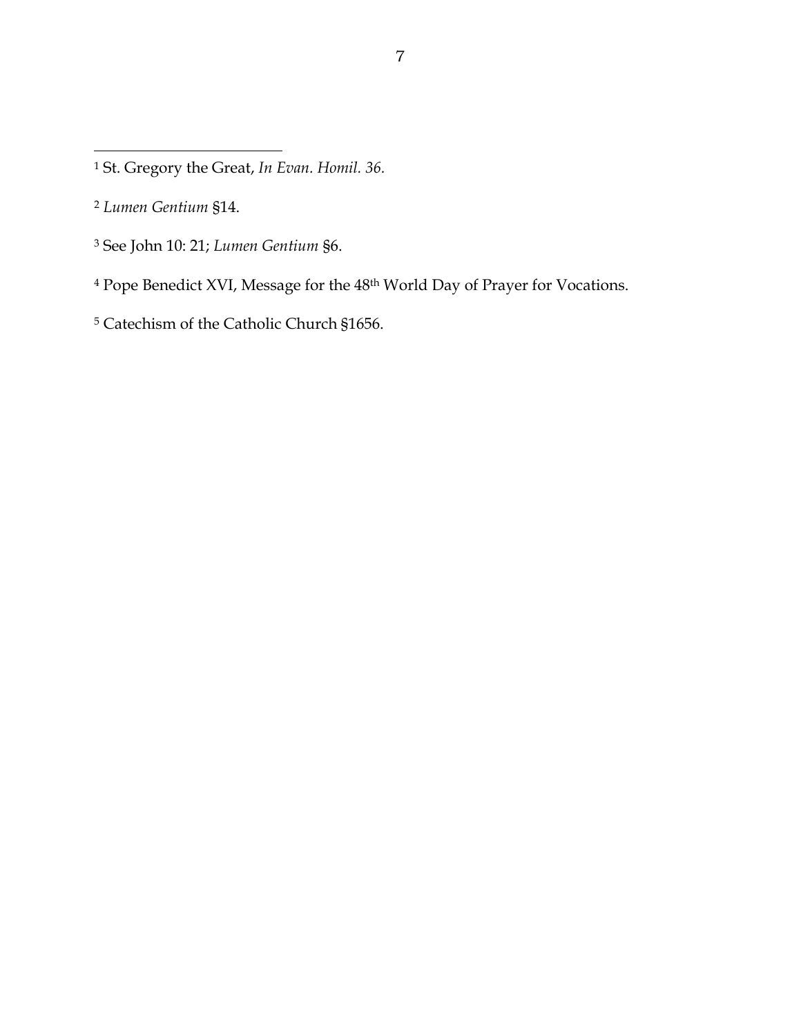[1] St. Gregory the Great, *In Evan. Homil. 36.*

[2] *Lumen Gentium* §14.

[3] See John 10: 21; *Lumen Gentium* §6.

[4] Pope Benedict XVI, Message for the 48th World Day of Prayer for Vocations.

[5] Catechism of the Catholic Church §1656.